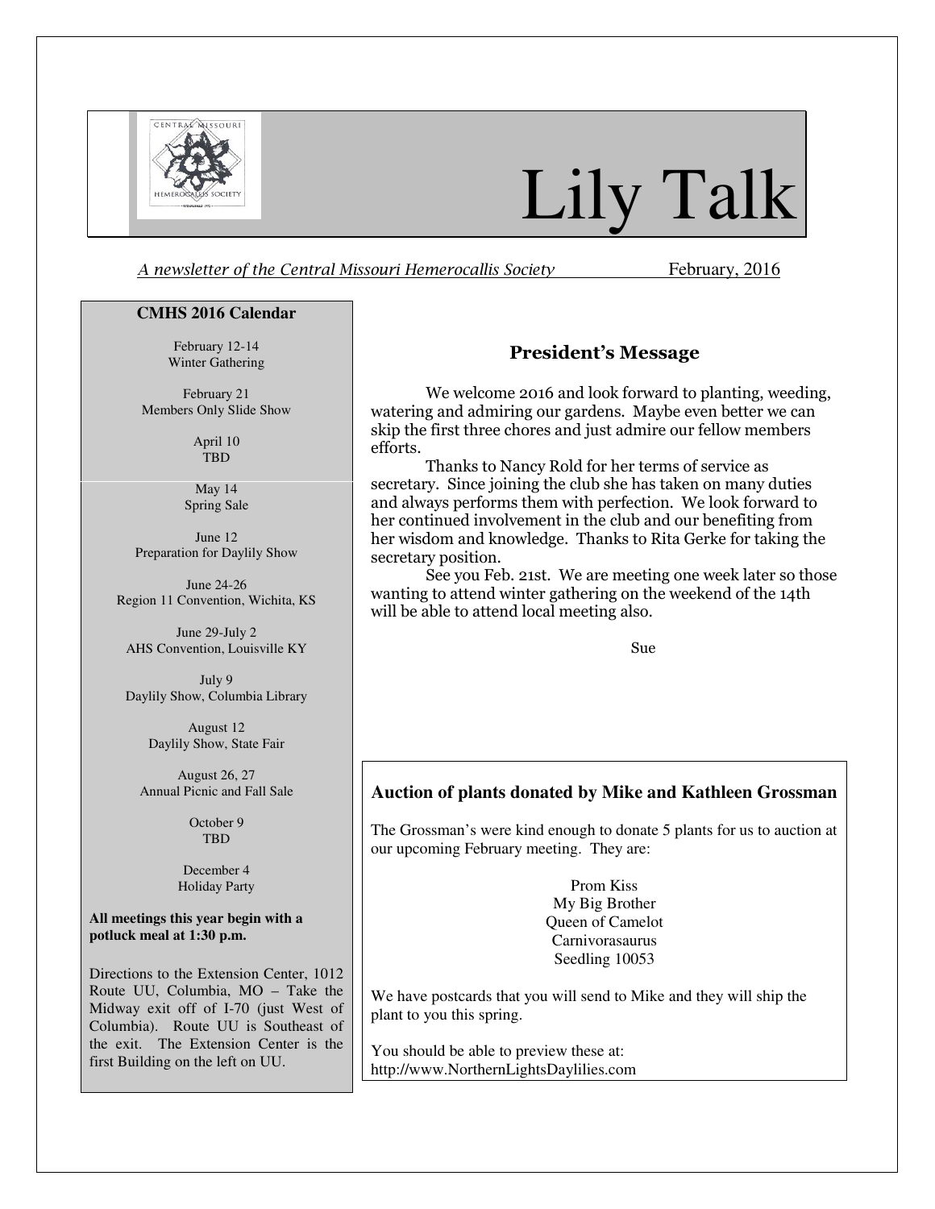# Lily Talk

*A newsletter of the Central Missouri Hemerocallis Society* February, 2016

## President's Message

We welcome 2016 and look forward to planting, weeding, watering and admiring our gardens. Maybe even better we can skip the first three chores and just admire our fellow members efforts.

Thanks to Nancy Rold for her terms of service as secretary. Since joining the club she has taken on many duties and always performs them with perfection. We look forward to her continued involvement in the club and our benefiting from her wisdom and knowledge. Thanks to Rita Gerke for taking the secretary position.

See you Feb. 21st. We are meeting one week later so those wanting to attend winter gathering on the weekend of the 14th will be able to attend local meeting also.

Sue

### CMHS 2016 Calendar

February 12-14
Winter Gathering

February 21
Members Only Slide Show

April 10
TBD

May 14
Spring Sale

June 12
Preparation for Daylily Show

June 24-26
Region 11 Convention, Wichita, KS

June 29-July 2
AHS Convention, Louisville KY

July 9
Daylily Show, Columbia Library

August 12
Daylily Show, State Fair

August 26, 27
Annual Picnic and Fall Sale

October 9
TBD

December 4
Holiday Party

**All meetings this year begin with a potluck meal at 1:30 p.m.**

Directions to the Extension Center, 1012 Route UU, Columbia, MO – Take the Midway exit off of I-70 (just West of Columbia). Route UU is Southeast of the exit. The Extension Center is the first Building on the left on UU.

### Auction of plants donated by Mike and Kathleen Grossman

The Grossman's were kind enough to donate 5 plants for us to auction at our upcoming February meeting. They are:

Prom Kiss
My Big Brother
Queen of Camelot
Carnivorasaurus
Seedling 10053

We have postcards that you will send to Mike and they will ship the plant to you this spring.

You should be able to preview these at: http://www.NorthernLightsDaylilies.com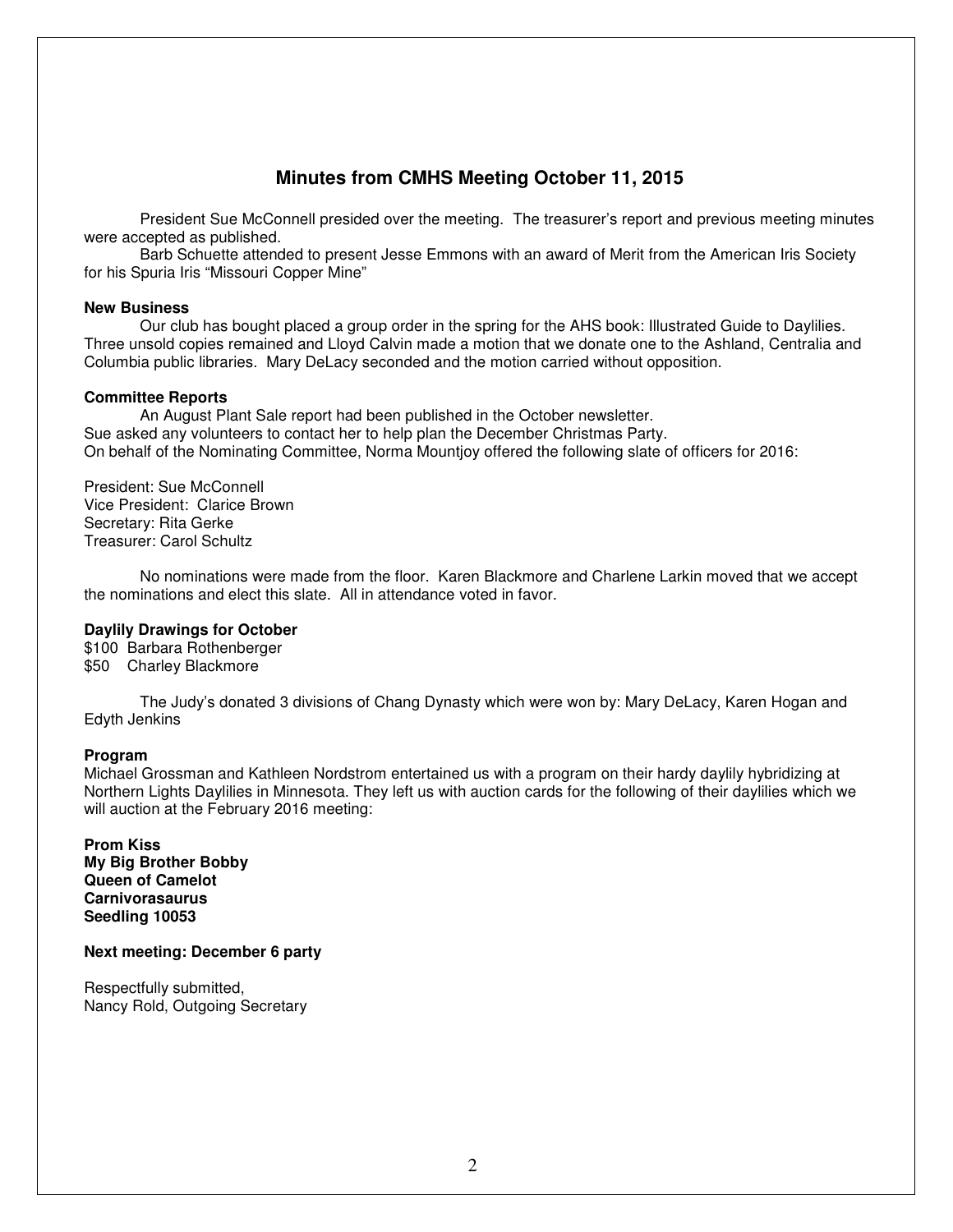# Minutes from CMHS Meeting October 11, 2015

President Sue McConnell presided over the meeting. The treasurer's report and previous meeting minutes were accepted as published.

Barb Schuette attended to present Jesse Emmons with an award of Merit from the American Iris Society for his Spuria Iris "Missouri Copper Mine"

**New Business**

Our club has bought placed a group order in the spring for the AHS book: Illustrated Guide to Daylilies. Three unsold copies remained and Lloyd Calvin made a motion that we donate one to the Ashland, Centralia and Columbia public libraries. Mary DeLacy seconded and the motion carried without opposition.

**Committee Reports**

An August Plant Sale report had been published in the October newsletter.
Sue asked any volunteers to contact her to help plan the December Christmas Party.
On behalf of the Nominating Committee, Norma Mountjoy offered the following slate of officers for 2016:

President: Sue McConnell
Vice President: Clarice Brown
Secretary: Rita Gerke
Treasurer: Carol Schultz

No nominations were made from the floor. Karen Blackmore and Charlene Larkin moved that we accept the nominations and elect this slate. All in attendance voted in favor.

**Daylily Drawings for October**

$100 Barbara Rothenberger
$50 Charley Blackmore

The Judy's donated 3 divisions of Chang Dynasty which were won by: Mary DeLacy, Karen Hogan and Edyth Jenkins

**Program**

Michael Grossman and Kathleen Nordstrom entertained us with a program on their hardy daylily hybridizing at Northern Lights Daylilies in Minnesota. They left us with auction cards for the following of their daylilies which we will auction at the February 2016 meeting:

**Prom Kiss**
**My Big Brother Bobby**
**Queen of Camelot**
**Carnivorasaurus**
**Seedling 10053**

**Next meeting: December 6 party**

Respectfully submitted,
Nancy Rold, Outgoing Secretary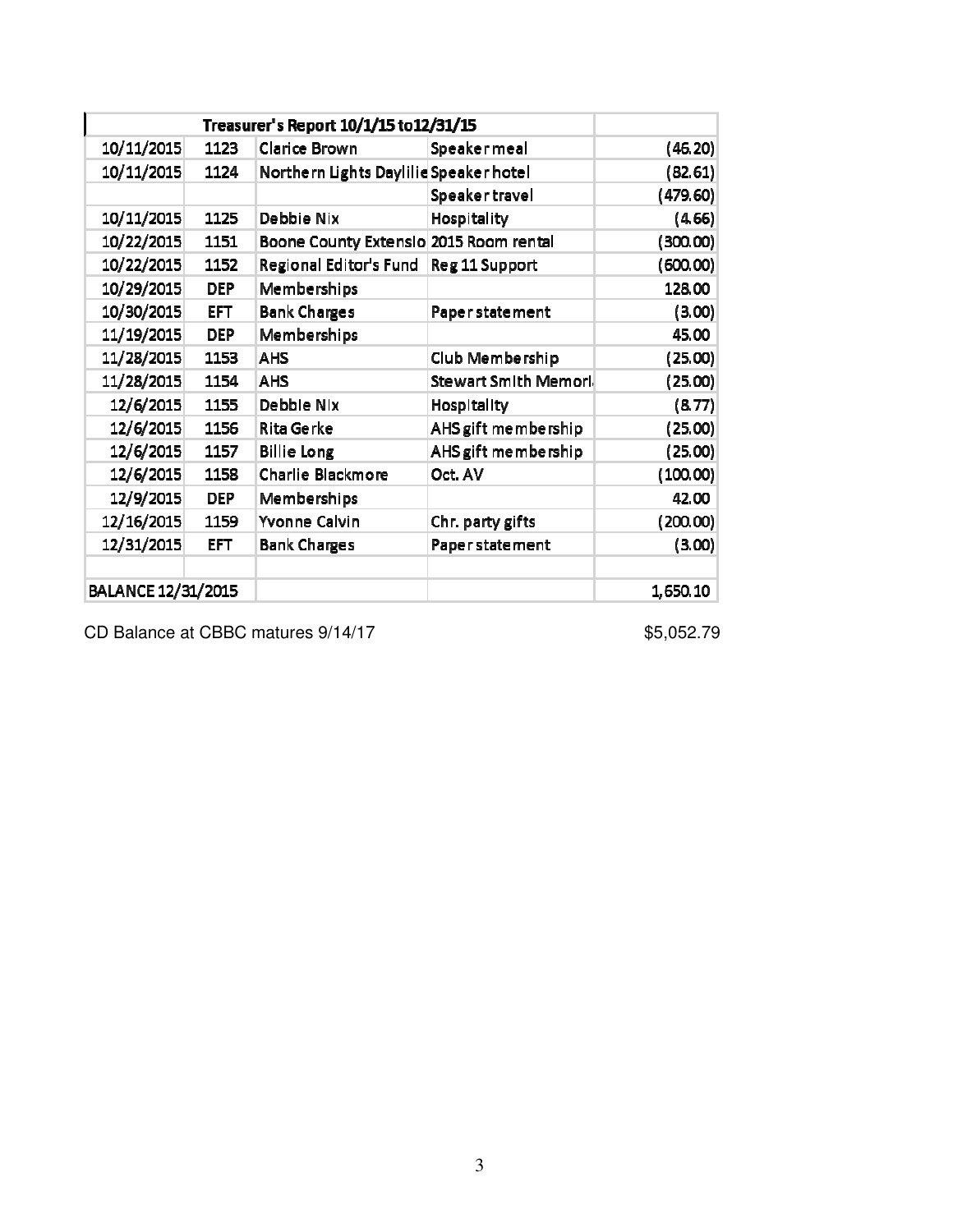| Treasurer's Report 10/1/15 to12/31/15 | | | | |
|---|---|---|---|---|
| 10/11/2015 | 1123 | Clarice Brown | Speaker meal | (46.20) |
| 10/11/2015 | 1124 | Northern Lights Daylilie | Speaker hotel | (82.61) |
| | | | Speaker travel | (479.60) |
| 10/11/2015 | 1125 | Debbie Nix | Hospitality | (4.66) |
| 10/22/2015 | 1151 | Boone County Extensio | 2015 Room rental | (300.00) |
| 10/22/2015 | 1152 | Regional Editor's Fund | Reg 11 Support | (600.00) |
| 10/29/2015 | DEP | Memberships | | 128.00 |
| 10/30/2015 | EFT | Bank Charges | Paper statement | (3.00) |
| 11/19/2015 | DEP | Memberships | | 45.00 |
| 11/28/2015 | 1153 | AHS | Club Membership | (25.00) |
| 11/28/2015 | 1154 | AHS | Stewart Smith Memori | (25.00) |
| 12/6/2015 | 1155 | Debbie Nix | Hospitality | (8.77) |
| 12/6/2015 | 1156 | Rita Gerke | AHS gift membership | (25.00) |
| 12/6/2015 | 1157 | Billie Long | AHS gift membership | (25.00) |
| 12/6/2015 | 1158 | Charlie Blackmore | Oct. AV | (100.00) |
| 12/9/2015 | DEP | Memberships | | 42.00 |
| 12/16/2015 | 1159 | Yvonne Calvin | Chr. party gifts | (200.00) |
| 12/31/2015 | EFT | Bank Charges | Paper statement | (3.00) |
| | | | | |
| BALANCE 12/31/2015 | | | | 1,650.10 |

CD Balance at CBBC matures 9/14/17 $5,052.79